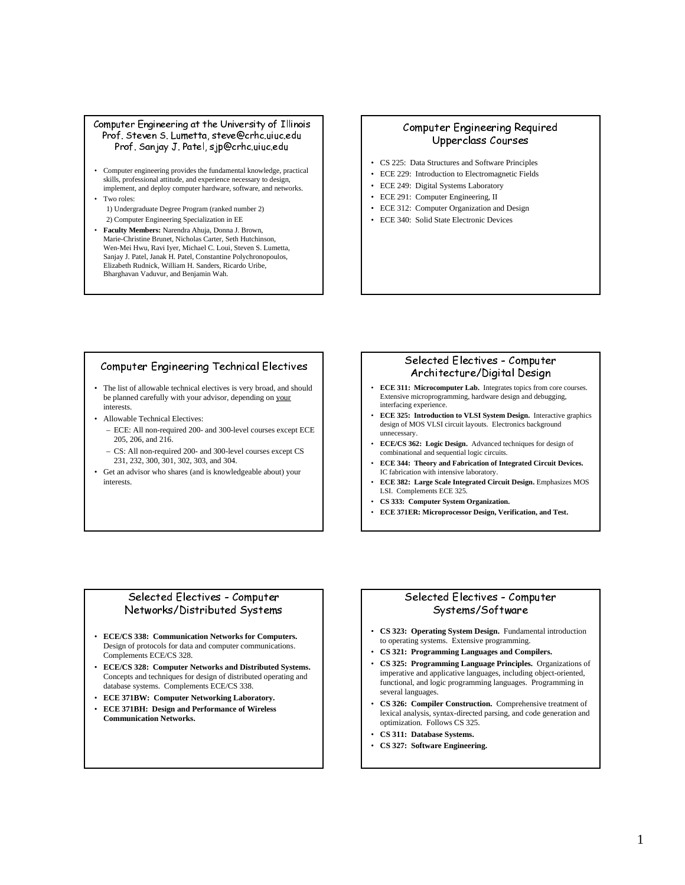## Computer Engineering at the University of Illinois
### Prof. Steven S. Lumetta, steve@crhc.uiuc.edu
### Prof. Sanjay J. Patel, sjp@crhc.uiuc.edu

- Computer engineering provides the fundamental knowledge, practical skills, professional attitude, and experience necessary to design, implement, and deploy computer hardware, software, and networks.
- Two roles:
  1) Undergraduate Degree Program (ranked number 2)
  2) Computer Engineering Specialization in EE
- **Faculty Members:** Narendra Ahuja, Donna J. Brown, Marie-Christine Brunet, Nicholas Carter, Seth Hutchinson, Wen-Mei Hwu, Ravi Iyer, Michael C. Loui, Steven S. Lumetta, Sanjay J. Patel, Janak H. Patel, Constantine Polychronopoulos, Elizabeth Rudnick, William H. Sanders, Ricardo Uribe, Bharghavan Vaduvur, and Benjamin Wah.

## Computer Engineering Required Upperclass Courses

- CS 225: Data Structures and Software Principles
- ECE 229: Introduction to Electromagnetic Fields
- ECE 249: Digital Systems Laboratory
- ECE 291: Computer Engineering, II
- ECE 312: Computer Organization and Design
- ECE 340: Solid State Electronic Devices

## Computer Engineering Technical Electives

- The list of allowable technical electives is very broad, and should be planned carefully with your advisor, depending on <u>your</u> interests.
- Allowable Technical Electives:
  - ECE: All non-required 200- and 300-level courses except ECE 205, 206, and 216.
  - CS: All non-required 200- and 300-level courses except CS 231, 232, 300, 301, 302, 303, and 304.
- Get an advisor who shares (and is knowledgeable about) your interests.

## Selected Electives - Computer Architecture/Digital Design

- **ECE 311: Microcomputer Lab.** Integrates topics from core courses. Extensive microprogramming, hardware design and debugging, interfacing experience.
- **ECE 325: Introduction to VLSI System Design.** Interactive graphics design of MOS VLSI circuit layouts. Electronics background unnecessary.
- **ECE/CS 362: Logic Design.** Advanced techniques for design of combinational and sequential logic circuits.
- **ECE 344: Theory and Fabrication of Integrated Circuit Devices.** IC fabrication with intensive laboratory.
- **ECE 382: Large Scale Integrated Circuit Design.** Emphasizes MOS LSI. Complements ECE 325.
- **CS 333: Computer System Organization.**
- **ECE 371ER: Microprocessor Design, Verification, and Test.**

## Selected Electives - Computer Networks/Distributed Systems

- **ECE/CS 338: Communication Networks for Computers.** Design of protocols for data and computer communications. Complements ECE/CS 328.
- **ECE/CS 328: Computer Networks and Distributed Systems.** Concepts and techniques for design of distributed operating and database systems. Complements ECE/CS 338.
- **ECE 371BW: Computer Networking Laboratory.**
- **ECE 371BH: Design and Performance of Wireless Communication Networks.**

## Selected Electives - Computer Systems/Software

- **CS 323: Operating System Design.** Fundamental introduction to operating systems. Extensive programming.
- **CS 321: Programming Languages and Compilers.**
- **CS 325: Programming Language Principles.** Organizations of imperative and applicative languages, including object-oriented, functional, and logic programming languages. Programming in several languages.
- **CS 326: Compiler Construction.** Comprehensive treatment of lexical analysis, syntax-directed parsing, and code generation and optimization. Follows CS 325.
- **CS 311: Database Systems.**
- **CS 327: Software Engineering.**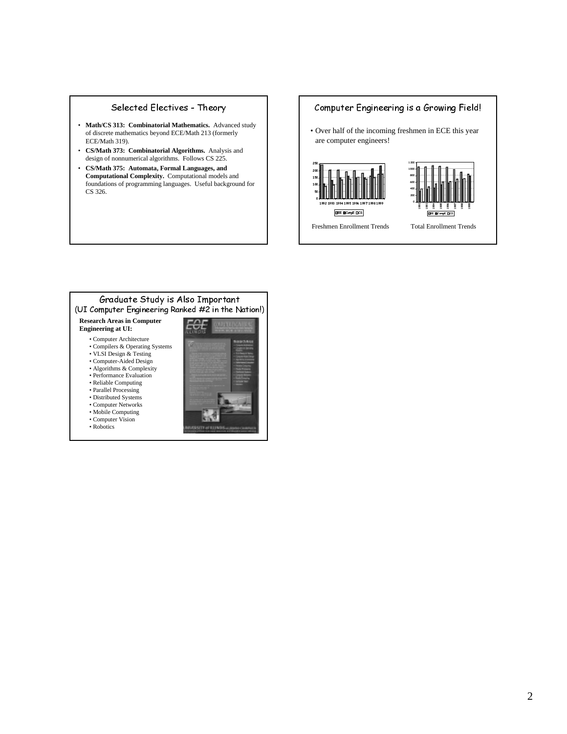## Selected Electives - Theory

- **Math/CS 313: Combinatorial Mathematics.** Advanced study of discrete mathematics beyond ECE/Math 213 (formerly ECE/Math 319).
- **CS/Math 373: Combinatorial Algorithms.** Analysis and design of nonnumerical algorithms. Follows CS 225.
- **CS/Math 375: Automata, Formal Languages, and Computational Complexity.** Computational models and foundations of programming languages. Useful background for CS 326.

## Computer Engineering is a Growing Field!

- Over half of the incoming freshmen in ECE this year are computer engineers!

250
200
150
100
50
0
1992 1993 1994 1995 1996 1997 1998 1999
EE CompE CS

Freshmen Enrollment Trends

1200
1000
800
600
400
200
0
1991 1993 1994 1995 1996 1997 1998 1999
EE CompE CS

Total Enrollment Trends

## Graduate Study is Also Important
(UI Computer Engineering Ranked #2 in the Nation!)

**Research Areas in Computer Engineering at UI:**

- Computer Architecture
- Compilers & Operating Systems
- VLSI Design & Testing
- Computer-Aided Design
- Algorithms & Complexity
- Performance Evaluation
- Reliable Computing
- Parallel Processing
- Distributed Systems
- Computer Networks
- Mobile Computing
- Computer Vision
- Robotics